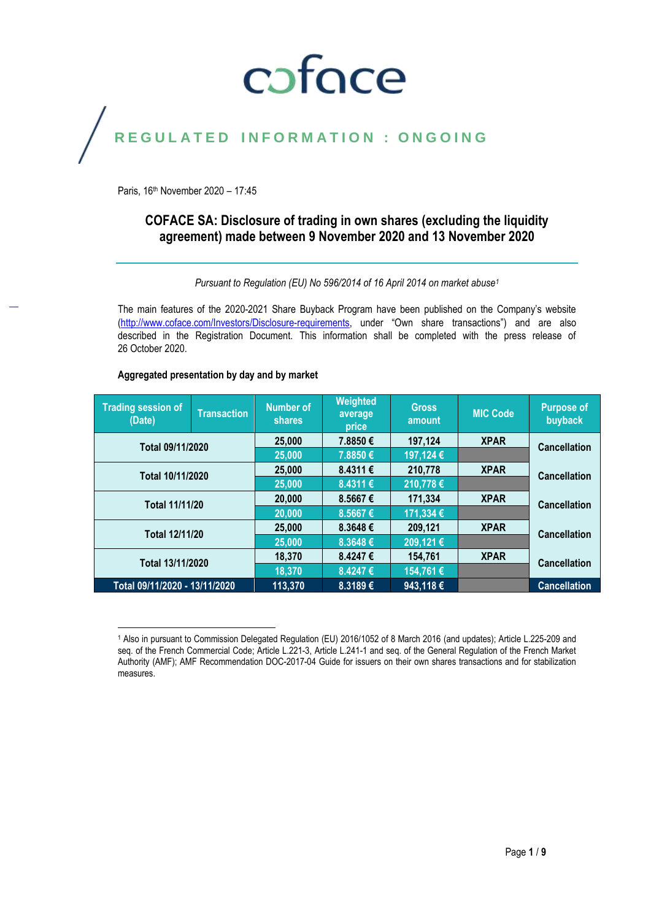coface

REGULATED INFORMATION : ONGOING

Paris, 16th November 2020 – 17:45

# COFACE SA: Disclosure of trading in own shares (excluding the liquidity agreement) made between 9 November 2020 and 13 November 2020

*Pursuant to Regulation (EU) No 596/2014 of 16 April 2014 on market abuse[1]*

The main features of the 2020-2021 Share Buyback Program have been published on the Company's website (http://www.coface.com/Investors/Disclosure-requirements, under "Own share transactions") and are also described in the Registration Document. This information shall be completed with the press release of 26 October 2020.

**Aggregated presentation by day and by market**

| Trading session of (Date) | Transaction | Number of shares | Weighted average price | Gross amount | MIC Code | Purpose of buyback |
|---|---|---|---|---|---|---|
| Total 09/11/2020 | | 25,000 | 7.8850 € | 197,124 | XPAR | Cancellation |
| | | 25,000 | 7.8850 € | 197,124 € | | |
| Total 10/11/2020 | | 25,000 | 8.4311 € | 210,778 | XPAR | Cancellation |
| | | 25,000 | 8.4311 € | 210,778 € | | |
| Total 11/11/20 | | 20,000 | 8.5667 € | 171,334 | XPAR | Cancellation |
| | | 20,000 | 8.5667 € | 171,334 € | | |
| Total 12/11/20 | | 25,000 | 8.3648 € | 209,121 | XPAR | Cancellation |
| | | 25,000 | 8.3648 € | 209,121 € | | |
| Total 13/11/2020 | | 18,370 | 8.4247 € | 154,761 | XPAR | Cancellation |
| | | 18,370 | 8.4247 € | 154,761 € | | |
| Total 09/11/2020 - 13/11/2020 | | 113,370 | 8.3189 € | 943,118 € | | Cancellation |

[1] Also in pursuant to Commission Delegated Regulation (EU) 2016/1052 of 8 March 2016 (and updates); Article L.225-209 and seq. of the French Commercial Code; Article L.221-3, Article L.241-1 and seq. of the General Regulation of the French Market Authority (AMF); AMF Recommendation DOC-2017-04 Guide for issuers on their own shares transactions and for stabilization measures.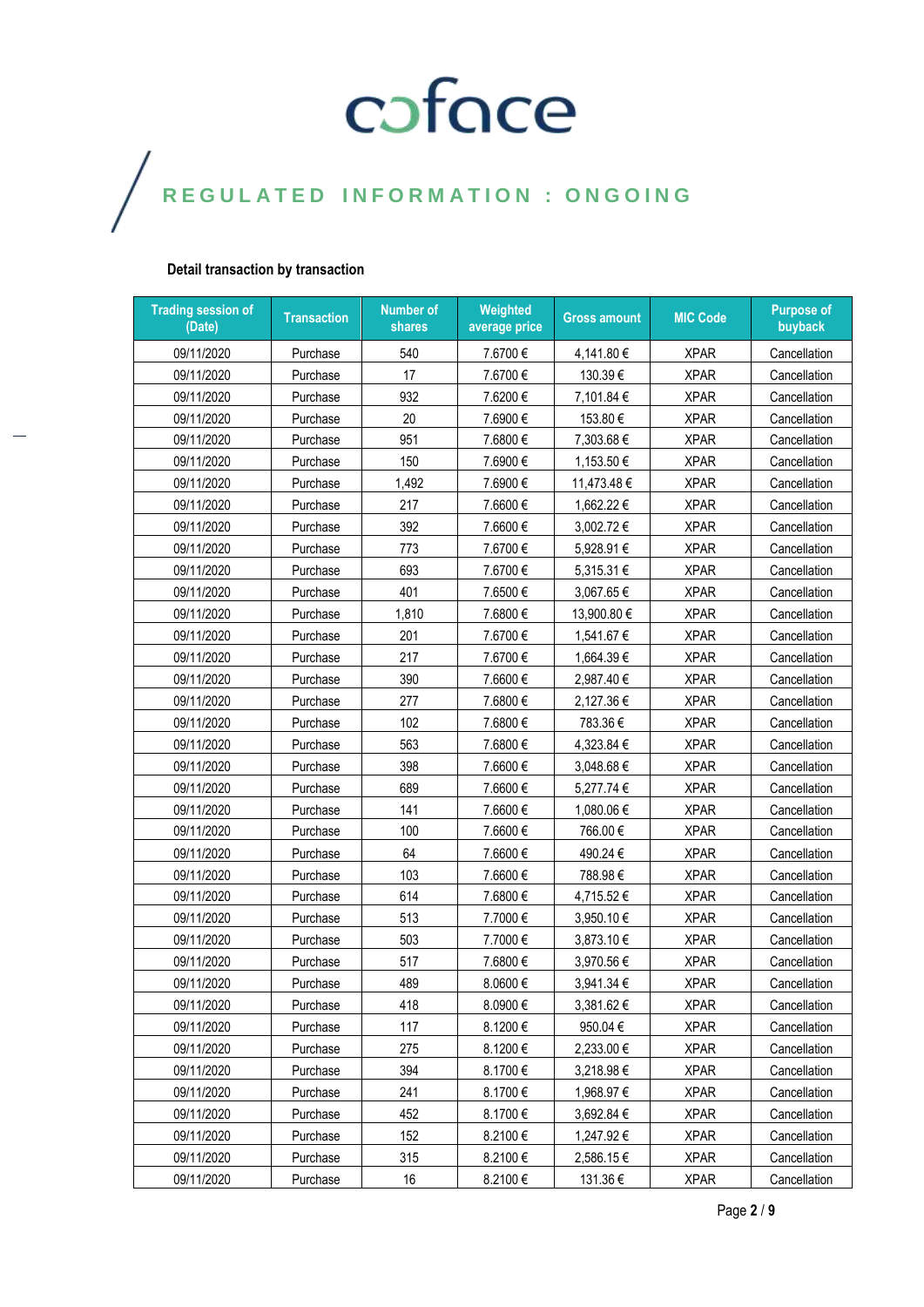# coface

REGULATED INFORMATION : ONGOING

**Detail transaction by transaction**

| Trading session of (Date) | Transaction | Number of shares | Weighted average price | Gross amount | MIC Code | Purpose of buyback |
|---|---|---|---|---|---|---|
| 09/11/2020 | Purchase | 540 | 7.6700 € | 4,141.80 € | XPAR | Cancellation |
| 09/11/2020 | Purchase | 17 | 7.6700 € | 130.39 € | XPAR | Cancellation |
| 09/11/2020 | Purchase | 932 | 7.6200 € | 7,101.84 € | XPAR | Cancellation |
| 09/11/2020 | Purchase | 20 | 7.6900 € | 153.80 € | XPAR | Cancellation |
| 09/11/2020 | Purchase | 951 | 7.6800 € | 7,303.68 € | XPAR | Cancellation |
| 09/11/2020 | Purchase | 150 | 7.6900 € | 1,153.50 € | XPAR | Cancellation |
| 09/11/2020 | Purchase | 1,492 | 7.6900 € | 11,473.48 € | XPAR | Cancellation |
| 09/11/2020 | Purchase | 217 | 7.6600 € | 1,662.22 € | XPAR | Cancellation |
| 09/11/2020 | Purchase | 392 | 7.6600 € | 3,002.72 € | XPAR | Cancellation |
| 09/11/2020 | Purchase | 773 | 7.6700 € | 5,928.91 € | XPAR | Cancellation |
| 09/11/2020 | Purchase | 693 | 7.6700 € | 5,315.31 € | XPAR | Cancellation |
| 09/11/2020 | Purchase | 401 | 7.6500 € | 3,067.65 € | XPAR | Cancellation |
| 09/11/2020 | Purchase | 1,810 | 7.6800 € | 13,900.80 € | XPAR | Cancellation |
| 09/11/2020 | Purchase | 201 | 7.6700 € | 1,541.67 € | XPAR | Cancellation |
| 09/11/2020 | Purchase | 217 | 7.6700 € | 1,664.39 € | XPAR | Cancellation |
| 09/11/2020 | Purchase | 390 | 7.6600 € | 2,987.40 € | XPAR | Cancellation |
| 09/11/2020 | Purchase | 277 | 7.6800 € | 2,127.36 € | XPAR | Cancellation |
| 09/11/2020 | Purchase | 102 | 7.6800 € | 783.36 € | XPAR | Cancellation |
| 09/11/2020 | Purchase | 563 | 7.6800 € | 4,323.84 € | XPAR | Cancellation |
| 09/11/2020 | Purchase | 398 | 7.6600 € | 3,048.68 € | XPAR | Cancellation |
| 09/11/2020 | Purchase | 689 | 7.6600 € | 5,277.74 € | XPAR | Cancellation |
| 09/11/2020 | Purchase | 141 | 7.6600 € | 1,080.06 € | XPAR | Cancellation |
| 09/11/2020 | Purchase | 100 | 7.6600 € | 766.00 € | XPAR | Cancellation |
| 09/11/2020 | Purchase | 64 | 7.6600 € | 490.24 € | XPAR | Cancellation |
| 09/11/2020 | Purchase | 103 | 7.6600 € | 788.98 € | XPAR | Cancellation |
| 09/11/2020 | Purchase | 614 | 7.6800 € | 4,715.52 € | XPAR | Cancellation |
| 09/11/2020 | Purchase | 513 | 7.7000 € | 3,950.10 € | XPAR | Cancellation |
| 09/11/2020 | Purchase | 503 | 7.7000 € | 3,873.10 € | XPAR | Cancellation |
| 09/11/2020 | Purchase | 517 | 7.6800 € | 3,970.56 € | XPAR | Cancellation |
| 09/11/2020 | Purchase | 489 | 8.0600 € | 3,941.34 € | XPAR | Cancellation |
| 09/11/2020 | Purchase | 418 | 8.0900 € | 3,381.62 € | XPAR | Cancellation |
| 09/11/2020 | Purchase | 117 | 8.1200 € | 950.04 € | XPAR | Cancellation |
| 09/11/2020 | Purchase | 275 | 8.1200 € | 2,233.00 € | XPAR | Cancellation |
| 09/11/2020 | Purchase | 394 | 8.1700 € | 3,218.98 € | XPAR | Cancellation |
| 09/11/2020 | Purchase | 241 | 8.1700 € | 1,968.97 € | XPAR | Cancellation |
| 09/11/2020 | Purchase | 452 | 8.1700 € | 3,692.84 € | XPAR | Cancellation |
| 09/11/2020 | Purchase | 152 | 8.2100 € | 1,247.92 € | XPAR | Cancellation |
| 09/11/2020 | Purchase | 315 | 8.2100 € | 2,586.15 € | XPAR | Cancellation |
| 09/11/2020 | Purchase | 16 | 8.2100 € | 131.36 € | XPAR | Cancellation |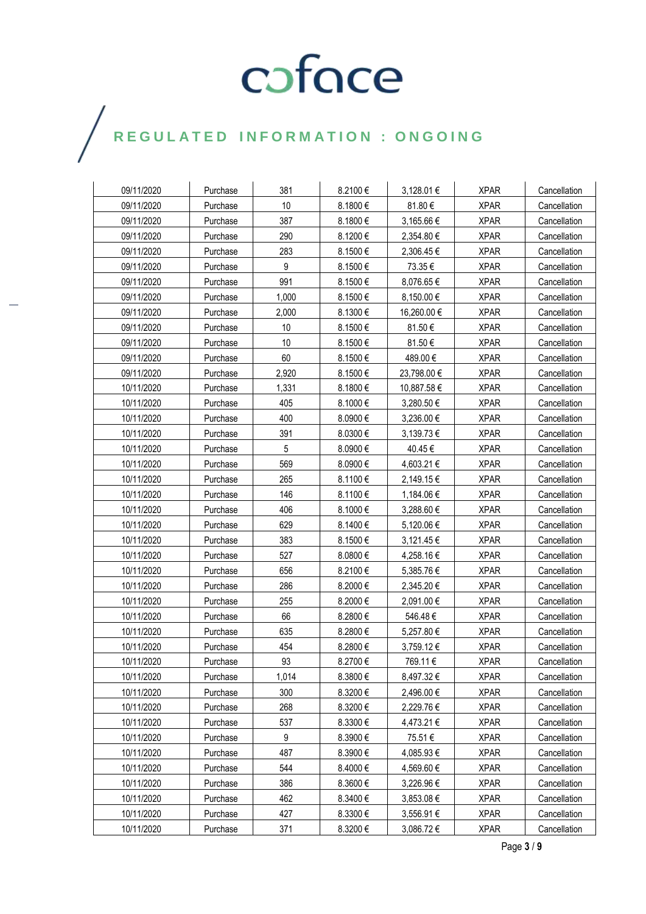| | | | | | | |
|---|---|---|---|---|---|---|
| 09/11/2020 | Purchase | 381 | 8.2100 € | 3,128.01 € | XPAR | Cancellation |
| 09/11/2020 | Purchase | 10 | 8.1800 € | 81.80 € | XPAR | Cancellation |
| 09/11/2020 | Purchase | 387 | 8.1800 € | 3,165.66 € | XPAR | Cancellation |
| 09/11/2020 | Purchase | 290 | 8.1200 € | 2,354.80 € | XPAR | Cancellation |
| 09/11/2020 | Purchase | 283 | 8.1500 € | 2,306.45 € | XPAR | Cancellation |
| 09/11/2020 | Purchase | 9 | 8.1500 € | 73.35 € | XPAR | Cancellation |
| 09/11/2020 | Purchase | 991 | 8.1500 € | 8,076.65 € | XPAR | Cancellation |
| 09/11/2020 | Purchase | 1,000 | 8.1500 € | 8,150.00 € | XPAR | Cancellation |
| 09/11/2020 | Purchase | 2,000 | 8.1300 € | 16,260.00 € | XPAR | Cancellation |
| 09/11/2020 | Purchase | 10 | 8.1500 € | 81.50 € | XPAR | Cancellation |
| 09/11/2020 | Purchase | 10 | 8.1500 € | 81.50 € | XPAR | Cancellation |
| 09/11/2020 | Purchase | 60 | 8.1500 € | 489.00 € | XPAR | Cancellation |
| 09/11/2020 | Purchase | 2,920 | 8.1500 € | 23,798.00 € | XPAR | Cancellation |
| 10/11/2020 | Purchase | 1,331 | 8.1800 € | 10,887.58 € | XPAR | Cancellation |
| 10/11/2020 | Purchase | 405 | 8.1000 € | 3,280.50 € | XPAR | Cancellation |
| 10/11/2020 | Purchase | 400 | 8.0900 € | 3,236.00 € | XPAR | Cancellation |
| 10/11/2020 | Purchase | 391 | 8.0300 € | 3,139.73 € | XPAR | Cancellation |
| 10/11/2020 | Purchase | 5 | 8.0900 € | 40.45 € | XPAR | Cancellation |
| 10/11/2020 | Purchase | 569 | 8.0900 € | 4,603.21 € | XPAR | Cancellation |
| 10/11/2020 | Purchase | 265 | 8.1100 € | 2,149.15 € | XPAR | Cancellation |
| 10/11/2020 | Purchase | 146 | 8.1100 € | 1,184.06 € | XPAR | Cancellation |
| 10/11/2020 | Purchase | 406 | 8.1000 € | 3,288.60 € | XPAR | Cancellation |
| 10/11/2020 | Purchase | 629 | 8.1400 € | 5,120.06 € | XPAR | Cancellation |
| 10/11/2020 | Purchase | 383 | 8.1500 € | 3,121.45 € | XPAR | Cancellation |
| 10/11/2020 | Purchase | 527 | 8.0800 € | 4,258.16 € | XPAR | Cancellation |
| 10/11/2020 | Purchase | 656 | 8.2100 € | 5,385.76 € | XPAR | Cancellation |
| 10/11/2020 | Purchase | 286 | 8.2000 € | 2,345.20 € | XPAR | Cancellation |
| 10/11/2020 | Purchase | 255 | 8.2000 € | 2,091.00 € | XPAR | Cancellation |
| 10/11/2020 | Purchase | 66 | 8.2800 € | 546.48 € | XPAR | Cancellation |
| 10/11/2020 | Purchase | 635 | 8.2800 € | 5,257.80 € | XPAR | Cancellation |
| 10/11/2020 | Purchase | 454 | 8.2800 € | 3,759.12 € | XPAR | Cancellation |
| 10/11/2020 | Purchase | 93 | 8.2700 € | 769.11 € | XPAR | Cancellation |
| 10/11/2020 | Purchase | 1,014 | 8.3800 € | 8,497.32 € | XPAR | Cancellation |
| 10/11/2020 | Purchase | 300 | 8.3200 € | 2,496.00 € | XPAR | Cancellation |
| 10/11/2020 | Purchase | 268 | 8.3200 € | 2,229.76 € | XPAR | Cancellation |
| 10/11/2020 | Purchase | 537 | 8.3300 € | 4,473.21 € | XPAR | Cancellation |
| 10/11/2020 | Purchase | 9 | 8.3900 € | 75.51 € | XPAR | Cancellation |
| 10/11/2020 | Purchase | 487 | 8.3900 € | 4,085.93 € | XPAR | Cancellation |
| 10/11/2020 | Purchase | 544 | 8.4000 € | 4,569.60 € | XPAR | Cancellation |
| 10/11/2020 | Purchase | 386 | 8.3600 € | 3,226.96 € | XPAR | Cancellation |
| 10/11/2020 | Purchase | 462 | 8.3400 € | 3,853.08 € | XPAR | Cancellation |
| 10/11/2020 | Purchase | 427 | 8.3300 € | 3,556.91 € | XPAR | Cancellation |
| 10/11/2020 | Purchase | 371 | 8.3200 € | 3,086.72 € | XPAR | Cancellation |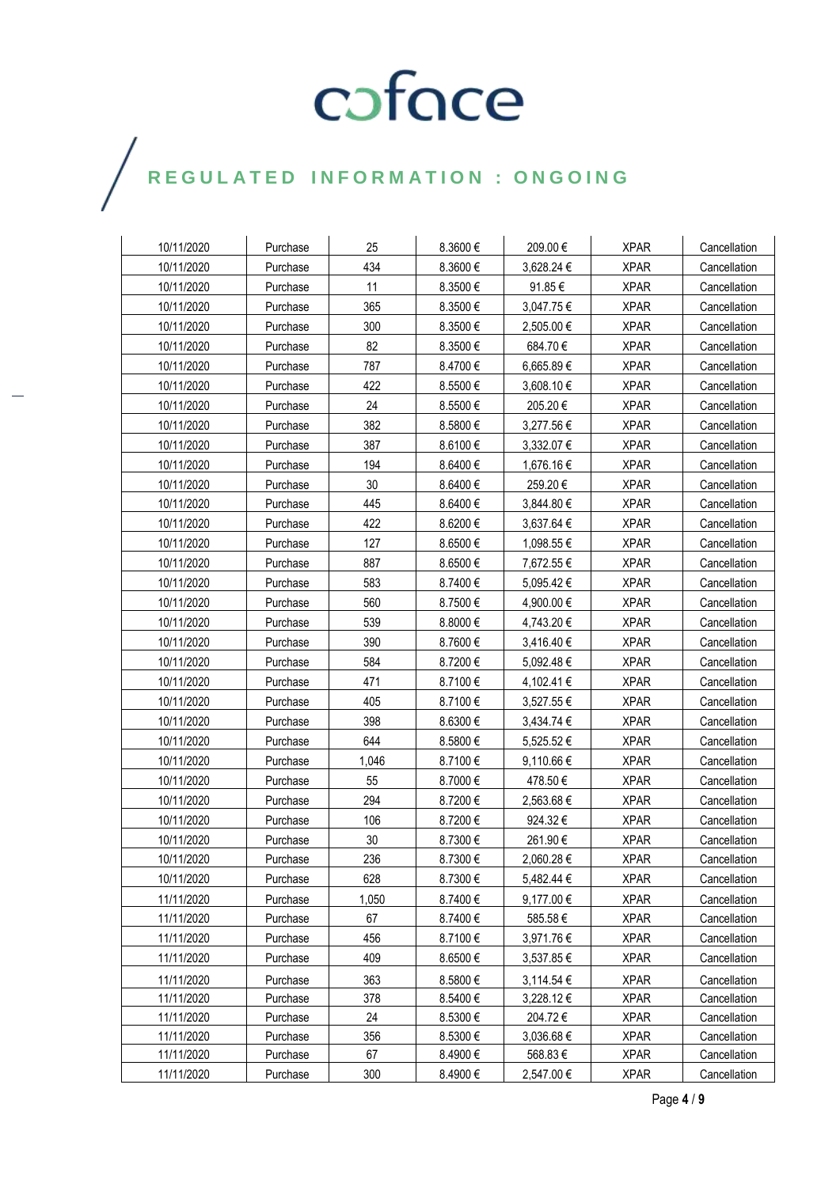| 10/11/2020 | Purchase | 25 | 8.3600 € | 209.00 € | XPAR | Cancellation |
|---|---|---|---|---|---|---|
| 10/11/2020 | Purchase | 434 | 8.3600 € | 3,628.24 € | XPAR | Cancellation |
| 10/11/2020 | Purchase | 11 | 8.3500 € | 91.85 € | XPAR | Cancellation |
| 10/11/2020 | Purchase | 365 | 8.3500 € | 3,047.75 € | XPAR | Cancellation |
| 10/11/2020 | Purchase | 300 | 8.3500 € | 2,505.00 € | XPAR | Cancellation |
| 10/11/2020 | Purchase | 82 | 8.3500 € | 684.70 € | XPAR | Cancellation |
| 10/11/2020 | Purchase | 787 | 8.4700 € | 6,665.89 € | XPAR | Cancellation |
| 10/11/2020 | Purchase | 422 | 8.5500 € | 3,608.10 € | XPAR | Cancellation |
| 10/11/2020 | Purchase | 24 | 8.5500 € | 205.20 € | XPAR | Cancellation |
| 10/11/2020 | Purchase | 382 | 8.5800 € | 3,277.56 € | XPAR | Cancellation |
| 10/11/2020 | Purchase | 387 | 8.6100 € | 3,332.07 € | XPAR | Cancellation |
| 10/11/2020 | Purchase | 194 | 8.6400 € | 1,676.16 € | XPAR | Cancellation |
| 10/11/2020 | Purchase | 30 | 8.6400 € | 259.20 € | XPAR | Cancellation |
| 10/11/2020 | Purchase | 445 | 8.6400 € | 3,844.80 € | XPAR | Cancellation |
| 10/11/2020 | Purchase | 422 | 8.6200 € | 3,637.64 € | XPAR | Cancellation |
| 10/11/2020 | Purchase | 127 | 8.6500 € | 1,098.55 € | XPAR | Cancellation |
| 10/11/2020 | Purchase | 887 | 8.6500 € | 7,672.55 € | XPAR | Cancellation |
| 10/11/2020 | Purchase | 583 | 8.7400 € | 5,095.42 € | XPAR | Cancellation |
| 10/11/2020 | Purchase | 560 | 8.7500 € | 4,900.00 € | XPAR | Cancellation |
| 10/11/2020 | Purchase | 539 | 8.8000 € | 4,743.20 € | XPAR | Cancellation |
| 10/11/2020 | Purchase | 390 | 8.7600 € | 3,416.40 € | XPAR | Cancellation |
| 10/11/2020 | Purchase | 584 | 8.7200 € | 5,092.48 € | XPAR | Cancellation |
| 10/11/2020 | Purchase | 471 | 8.7100 € | 4,102.41 € | XPAR | Cancellation |
| 10/11/2020 | Purchase | 405 | 8.7100 € | 3,527.55 € | XPAR | Cancellation |
| 10/11/2020 | Purchase | 398 | 8.6300 € | 3,434.74 € | XPAR | Cancellation |
| 10/11/2020 | Purchase | 644 | 8.5800 € | 5,525.52 € | XPAR | Cancellation |
| 10/11/2020 | Purchase | 1,046 | 8.7100 € | 9,110.66 € | XPAR | Cancellation |
| 10/11/2020 | Purchase | 55 | 8.7000 € | 478.50 € | XPAR | Cancellation |
| 10/11/2020 | Purchase | 294 | 8.7200 € | 2,563.68 € | XPAR | Cancellation |
| 10/11/2020 | Purchase | 106 | 8.7200 € | 924.32 € | XPAR | Cancellation |
| 10/11/2020 | Purchase | 30 | 8.7300 € | 261.90 € | XPAR | Cancellation |
| 10/11/2020 | Purchase | 236 | 8.7300 € | 2,060.28 € | XPAR | Cancellation |
| 10/11/2020 | Purchase | 628 | 8.7300 € | 5,482.44 € | XPAR | Cancellation |
| 11/11/2020 | Purchase | 1,050 | 8.7400 € | 9,177.00 € | XPAR | Cancellation |
| 11/11/2020 | Purchase | 67 | 8.7400 € | 585.58 € | XPAR | Cancellation |
| 11/11/2020 | Purchase | 456 | 8.7100 € | 3,971.76 € | XPAR | Cancellation |
| 11/11/2020 | Purchase | 409 | 8.6500 € | 3,537.85 € | XPAR | Cancellation |
| 11/11/2020 | Purchase | 363 | 8.5800 € | 3,114.54 € | XPAR | Cancellation |
| 11/11/2020 | Purchase | 378 | 8.5400 € | 3,228.12 € | XPAR | Cancellation |
| 11/11/2020 | Purchase | 24 | 8.5300 € | 204.72 € | XPAR | Cancellation |
| 11/11/2020 | Purchase | 356 | 8.5300 € | 3,036.68 € | XPAR | Cancellation |
| 11/11/2020 | Purchase | 67 | 8.4900 € | 568.83 € | XPAR | Cancellation |
| 11/11/2020 | Purchase | 300 | 8.4900 € | 2,547.00 € | XPAR | Cancellation |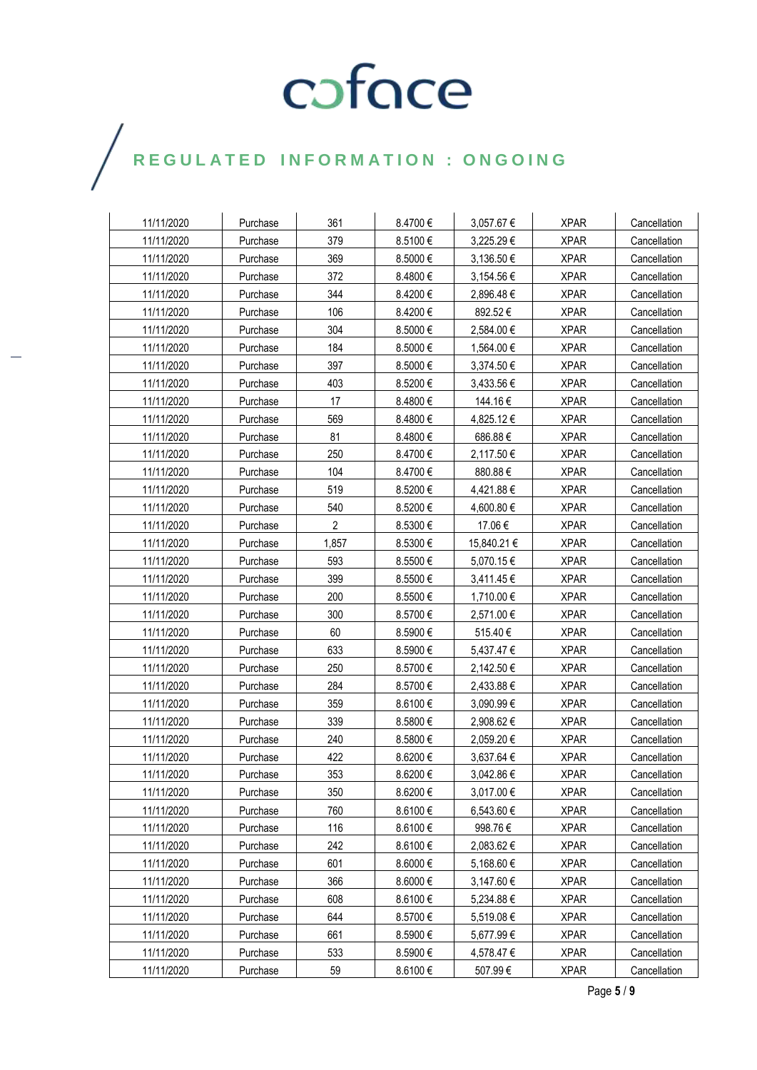REGULATED INFORMATION : ONGOING

| | | | | | | |
|---|---|---|---|---|---|---|
| 11/11/2020 | Purchase | 361 | 8.4700 € | 3,057.67 € | XPAR | Cancellation |
| 11/11/2020 | Purchase | 379 | 8.5100 € | 3,225.29 € | XPAR | Cancellation |
| 11/11/2020 | Purchase | 369 | 8.5000 € | 3,136.50 € | XPAR | Cancellation |
| 11/11/2020 | Purchase | 372 | 8.4800 € | 3,154.56 € | XPAR | Cancellation |
| 11/11/2020 | Purchase | 344 | 8.4200 € | 2,896.48 € | XPAR | Cancellation |
| 11/11/2020 | Purchase | 106 | 8.4200 € | 892.52 € | XPAR | Cancellation |
| 11/11/2020 | Purchase | 304 | 8.5000 € | 2,584.00 € | XPAR | Cancellation |
| 11/11/2020 | Purchase | 184 | 8.5000 € | 1,564.00 € | XPAR | Cancellation |
| 11/11/2020 | Purchase | 397 | 8.5000 € | 3,374.50 € | XPAR | Cancellation |
| 11/11/2020 | Purchase | 403 | 8.5200 € | 3,433.56 € | XPAR | Cancellation |
| 11/11/2020 | Purchase | 17 | 8.4800 € | 144.16 € | XPAR | Cancellation |
| 11/11/2020 | Purchase | 569 | 8.4800 € | 4,825.12 € | XPAR | Cancellation |
| 11/11/2020 | Purchase | 81 | 8.4800 € | 686.88 € | XPAR | Cancellation |
| 11/11/2020 | Purchase | 250 | 8.4700 € | 2,117.50 € | XPAR | Cancellation |
| 11/11/2020 | Purchase | 104 | 8.4700 € | 880.88 € | XPAR | Cancellation |
| 11/11/2020 | Purchase | 519 | 8.5200 € | 4,421.88 € | XPAR | Cancellation |
| 11/11/2020 | Purchase | 540 | 8.5200 € | 4,600.80 € | XPAR | Cancellation |
| 11/11/2020 | Purchase | 2 | 8.5300 € | 17.06 € | XPAR | Cancellation |
| 11/11/2020 | Purchase | 1,857 | 8.5300 € | 15,840.21 € | XPAR | Cancellation |
| 11/11/2020 | Purchase | 593 | 8.5500 € | 5,070.15 € | XPAR | Cancellation |
| 11/11/2020 | Purchase | 399 | 8.5500 € | 3,411.45 € | XPAR | Cancellation |
| 11/11/2020 | Purchase | 200 | 8.5500 € | 1,710.00 € | XPAR | Cancellation |
| 11/11/2020 | Purchase | 300 | 8.5700 € | 2,571.00 € | XPAR | Cancellation |
| 11/11/2020 | Purchase | 60 | 8.5900 € | 515.40 € | XPAR | Cancellation |
| 11/11/2020 | Purchase | 633 | 8.5900 € | 5,437.47 € | XPAR | Cancellation |
| 11/11/2020 | Purchase | 250 | 8.5700 € | 2,142.50 € | XPAR | Cancellation |
| 11/11/2020 | Purchase | 284 | 8.5700 € | 2,433.88 € | XPAR | Cancellation |
| 11/11/2020 | Purchase | 359 | 8.6100 € | 3,090.99 € | XPAR | Cancellation |
| 11/11/2020 | Purchase | 339 | 8.5800 € | 2,908.62 € | XPAR | Cancellation |
| 11/11/2020 | Purchase | 240 | 8.5800 € | 2,059.20 € | XPAR | Cancellation |
| 11/11/2020 | Purchase | 422 | 8.6200 € | 3,637.64 € | XPAR | Cancellation |
| 11/11/2020 | Purchase | 353 | 8.6200 € | 3,042.86 € | XPAR | Cancellation |
| 11/11/2020 | Purchase | 350 | 8.6200 € | 3,017.00 € | XPAR | Cancellation |
| 11/11/2020 | Purchase | 760 | 8.6100 € | 6,543.60 € | XPAR | Cancellation |
| 11/11/2020 | Purchase | 116 | 8.6100 € | 998.76 € | XPAR | Cancellation |
| 11/11/2020 | Purchase | 242 | 8.6100 € | 2,083.62 € | XPAR | Cancellation |
| 11/11/2020 | Purchase | 601 | 8.6000 € | 5,168.60 € | XPAR | Cancellation |
| 11/11/2020 | Purchase | 366 | 8.6000 € | 3,147.60 € | XPAR | Cancellation |
| 11/11/2020 | Purchase | 608 | 8.6100 € | 5,234.88 € | XPAR | Cancellation |
| 11/11/2020 | Purchase | 644 | 8.5700 € | 5,519.08 € | XPAR | Cancellation |
| 11/11/2020 | Purchase | 661 | 8.5900 € | 5,677.99 € | XPAR | Cancellation |
| 11/11/2020 | Purchase | 533 | 8.5900 € | 4,578.47 € | XPAR | Cancellation |
| 11/11/2020 | Purchase | 59 | 8.6100 € | 507.99 € | XPAR | Cancellation |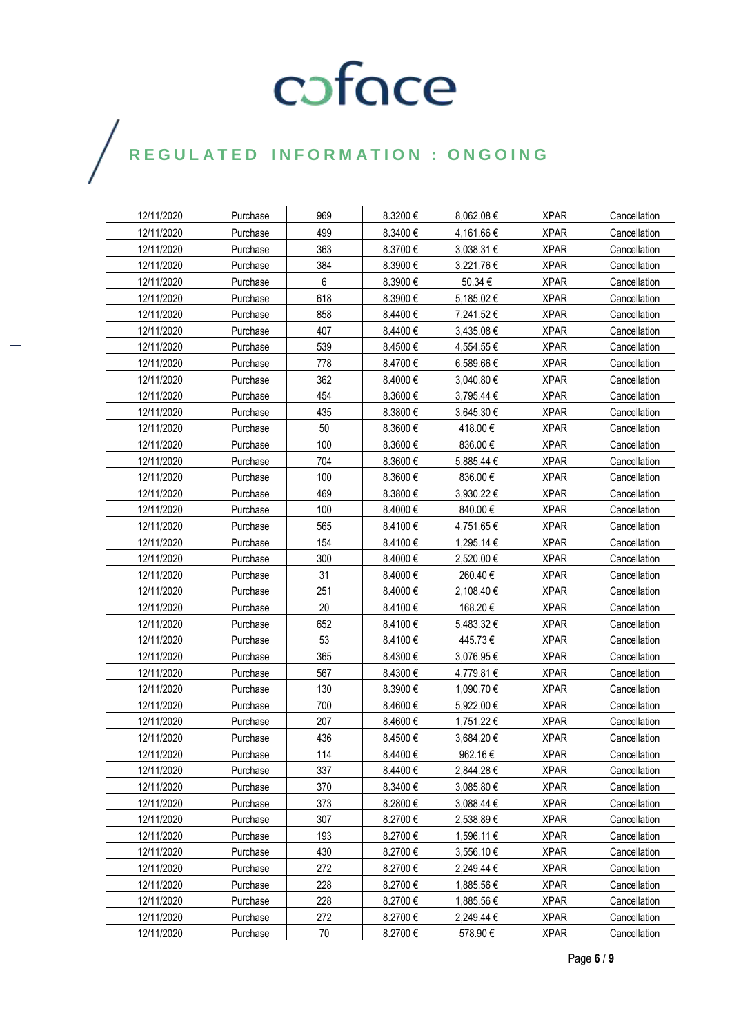| 12/11/2020 | Purchase | 969 | 8.3200 € | 8,062.08 € | XPAR | Cancellation |
|---|---|---|---|---|---|---|
| 12/11/2020 | Purchase | 499 | 8.3400 € | 4,161.66 € | XPAR | Cancellation |
| 12/11/2020 | Purchase | 363 | 8.3700 € | 3,038.31 € | XPAR | Cancellation |
| 12/11/2020 | Purchase | 384 | 8.3900 € | 3,221.76 € | XPAR | Cancellation |
| 12/11/2020 | Purchase | 6 | 8.3900 € | 50.34 € | XPAR | Cancellation |
| 12/11/2020 | Purchase | 618 | 8.3900 € | 5,185.02 € | XPAR | Cancellation |
| 12/11/2020 | Purchase | 858 | 8.4400 € | 7,241.52 € | XPAR | Cancellation |
| 12/11/2020 | Purchase | 407 | 8.4400 € | 3,435.08 € | XPAR | Cancellation |
| 12/11/2020 | Purchase | 539 | 8.4500 € | 4,554.55 € | XPAR | Cancellation |
| 12/11/2020 | Purchase | 778 | 8.4700 € | 6,589.66 € | XPAR | Cancellation |
| 12/11/2020 | Purchase | 362 | 8.4000 € | 3,040.80 € | XPAR | Cancellation |
| 12/11/2020 | Purchase | 454 | 8.3600 € | 3,795.44 € | XPAR | Cancellation |
| 12/11/2020 | Purchase | 435 | 8.3800 € | 3,645.30 € | XPAR | Cancellation |
| 12/11/2020 | Purchase | 50 | 8.3600 € | 418.00 € | XPAR | Cancellation |
| 12/11/2020 | Purchase | 100 | 8.3600 € | 836.00 € | XPAR | Cancellation |
| 12/11/2020 | Purchase | 704 | 8.3600 € | 5,885.44 € | XPAR | Cancellation |
| 12/11/2020 | Purchase | 100 | 8.3600 € | 836.00 € | XPAR | Cancellation |
| 12/11/2020 | Purchase | 469 | 8.3800 € | 3,930.22 € | XPAR | Cancellation |
| 12/11/2020 | Purchase | 100 | 8.4000 € | 840.00 € | XPAR | Cancellation |
| 12/11/2020 | Purchase | 565 | 8.4100 € | 4,751.65 € | XPAR | Cancellation |
| 12/11/2020 | Purchase | 154 | 8.4100 € | 1,295.14 € | XPAR | Cancellation |
| 12/11/2020 | Purchase | 300 | 8.4000 € | 2,520.00 € | XPAR | Cancellation |
| 12/11/2020 | Purchase | 31 | 8.4000 € | 260.40 € | XPAR | Cancellation |
| 12/11/2020 | Purchase | 251 | 8.4000 € | 2,108.40 € | XPAR | Cancellation |
| 12/11/2020 | Purchase | 20 | 8.4100 € | 168.20 € | XPAR | Cancellation |
| 12/11/2020 | Purchase | 652 | 8.4100 € | 5,483.32 € | XPAR | Cancellation |
| 12/11/2020 | Purchase | 53 | 8.4100 € | 445.73 € | XPAR | Cancellation |
| 12/11/2020 | Purchase | 365 | 8.4300 € | 3,076.95 € | XPAR | Cancellation |
| 12/11/2020 | Purchase | 567 | 8.4300 € | 4,779.81 € | XPAR | Cancellation |
| 12/11/2020 | Purchase | 130 | 8.3900 € | 1,090.70 € | XPAR | Cancellation |
| 12/11/2020 | Purchase | 700 | 8.4600 € | 5,922.00 € | XPAR | Cancellation |
| 12/11/2020 | Purchase | 207 | 8.4600 € | 1,751.22 € | XPAR | Cancellation |
| 12/11/2020 | Purchase | 436 | 8.4500 € | 3,684.20 € | XPAR | Cancellation |
| 12/11/2020 | Purchase | 114 | 8.4400 € | 962.16 € | XPAR | Cancellation |
| 12/11/2020 | Purchase | 337 | 8.4400 € | 2,844.28 € | XPAR | Cancellation |
| 12/11/2020 | Purchase | 370 | 8.3400 € | 3,085.80 € | XPAR | Cancellation |
| 12/11/2020 | Purchase | 373 | 8.2800 € | 3,088.44 € | XPAR | Cancellation |
| 12/11/2020 | Purchase | 307 | 8.2700 € | 2,538.89 € | XPAR | Cancellation |
| 12/11/2020 | Purchase | 193 | 8.2700 € | 1,596.11 € | XPAR | Cancellation |
| 12/11/2020 | Purchase | 430 | 8.2700 € | 3,556.10 € | XPAR | Cancellation |
| 12/11/2020 | Purchase | 272 | 8.2700 € | 2,249.44 € | XPAR | Cancellation |
| 12/11/2020 | Purchase | 228 | 8.2700 € | 1,885.56 € | XPAR | Cancellation |
| 12/11/2020 | Purchase | 228 | 8.2700 € | 1,885.56 € | XPAR | Cancellation |
| 12/11/2020 | Purchase | 272 | 8.2700 € | 2,249.44 € | XPAR | Cancellation |
| 12/11/2020 | Purchase | 70 | 8.2700 € | 578.90 € | XPAR | Cancellation |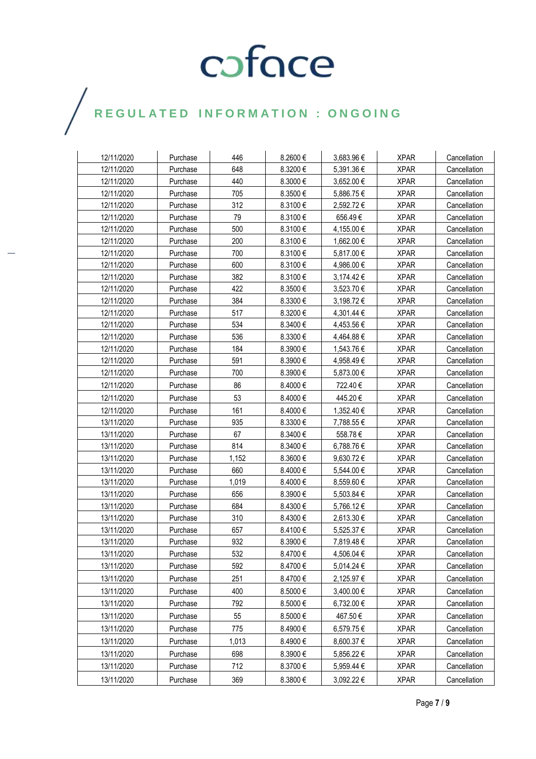| | | | | | | |
|---|---|---|---|---|---|---|
| 12/11/2020 | Purchase | 446 | 8.2600 € | 3,683.96 € | XPAR | Cancellation |
| 12/11/2020 | Purchase | 648 | 8.3200 € | 5,391.36 € | XPAR | Cancellation |
| 12/11/2020 | Purchase | 440 | 8.3000 € | 3,652.00 € | XPAR | Cancellation |
| 12/11/2020 | Purchase | 705 | 8.3500 € | 5,886.75 € | XPAR | Cancellation |
| 12/11/2020 | Purchase | 312 | 8.3100 € | 2,592.72 € | XPAR | Cancellation |
| 12/11/2020 | Purchase | 79 | 8.3100 € | 656.49 € | XPAR | Cancellation |
| 12/11/2020 | Purchase | 500 | 8.3100 € | 4,155.00 € | XPAR | Cancellation |
| 12/11/2020 | Purchase | 200 | 8.3100 € | 1,662.00 € | XPAR | Cancellation |
| 12/11/2020 | Purchase | 700 | 8.3100 € | 5,817.00 € | XPAR | Cancellation |
| 12/11/2020 | Purchase | 600 | 8.3100 € | 4,986.00 € | XPAR | Cancellation |
| 12/11/2020 | Purchase | 382 | 8.3100 € | 3,174.42 € | XPAR | Cancellation |
| 12/11/2020 | Purchase | 422 | 8.3500 € | 3,523.70 € | XPAR | Cancellation |
| 12/11/2020 | Purchase | 384 | 8.3300 € | 3,198.72 € | XPAR | Cancellation |
| 12/11/2020 | Purchase | 517 | 8.3200 € | 4,301.44 € | XPAR | Cancellation |
| 12/11/2020 | Purchase | 534 | 8.3400 € | 4,453.56 € | XPAR | Cancellation |
| 12/11/2020 | Purchase | 536 | 8.3300 € | 4,464.88 € | XPAR | Cancellation |
| 12/11/2020 | Purchase | 184 | 8.3900 € | 1,543.76 € | XPAR | Cancellation |
| 12/11/2020 | Purchase | 591 | 8.3900 € | 4,958.49 € | XPAR | Cancellation |
| 12/11/2020 | Purchase | 700 | 8.3900 € | 5,873.00 € | XPAR | Cancellation |
| 12/11/2020 | Purchase | 86 | 8.4000 € | 722.40 € | XPAR | Cancellation |
| 12/11/2020 | Purchase | 53 | 8.4000 € | 445.20 € | XPAR | Cancellation |
| 12/11/2020 | Purchase | 161 | 8.4000 € | 1,352.40 € | XPAR | Cancellation |
| 13/11/2020 | Purchase | 935 | 8.3300 € | 7,788.55 € | XPAR | Cancellation |
| 13/11/2020 | Purchase | 67 | 8.3400 € | 558.78 € | XPAR | Cancellation |
| 13/11/2020 | Purchase | 814 | 8.3400 € | 6,788.76 € | XPAR | Cancellation |
| 13/11/2020 | Purchase | 1,152 | 8.3600 € | 9,630.72 € | XPAR | Cancellation |
| 13/11/2020 | Purchase | 660 | 8.4000 € | 5,544.00 € | XPAR | Cancellation |
| 13/11/2020 | Purchase | 1,019 | 8.4000 € | 8,559.60 € | XPAR | Cancellation |
| 13/11/2020 | Purchase | 656 | 8.3900 € | 5,503.84 € | XPAR | Cancellation |
| 13/11/2020 | Purchase | 684 | 8.4300 € | 5,766.12 € | XPAR | Cancellation |
| 13/11/2020 | Purchase | 310 | 8.4300 € | 2,613.30 € | XPAR | Cancellation |
| 13/11/2020 | Purchase | 657 | 8.4100 € | 5,525.37 € | XPAR | Cancellation |
| 13/11/2020 | Purchase | 932 | 8.3900 € | 7,819.48 € | XPAR | Cancellation |
| 13/11/2020 | Purchase | 532 | 8.4700 € | 4,506.04 € | XPAR | Cancellation |
| 13/11/2020 | Purchase | 592 | 8.4700 € | 5,014.24 € | XPAR | Cancellation |
| 13/11/2020 | Purchase | 251 | 8.4700 € | 2,125.97 € | XPAR | Cancellation |
| 13/11/2020 | Purchase | 400 | 8.5000 € | 3,400.00 € | XPAR | Cancellation |
| 13/11/2020 | Purchase | 792 | 8.5000 € | 6,732.00 € | XPAR | Cancellation |
| 13/11/2020 | Purchase | 55 | 8.5000 € | 467.50 € | XPAR | Cancellation |
| 13/11/2020 | Purchase | 775 | 8.4900 € | 6,579.75 € | XPAR | Cancellation |
| 13/11/2020 | Purchase | 1,013 | 8.4900 € | 8,600.37 € | XPAR | Cancellation |
| 13/11/2020 | Purchase | 698 | 8.3900 € | 5,856.22 € | XPAR | Cancellation |
| 13/11/2020 | Purchase | 712 | 8.3700 € | 5,959.44 € | XPAR | Cancellation |
| 13/11/2020 | Purchase | 369 | 8.3800 € | 3,092.22 € | XPAR | Cancellation |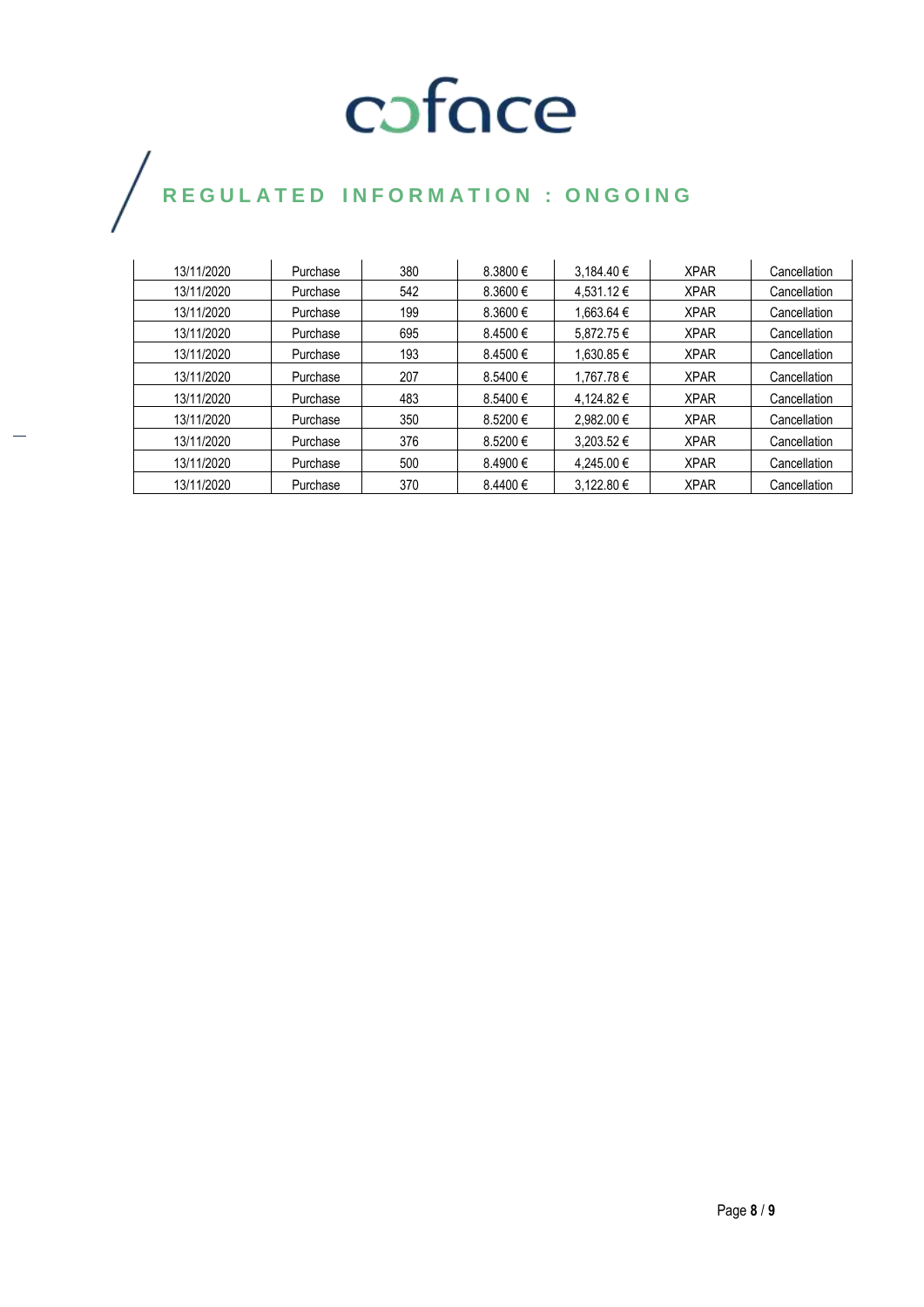| 13/11/2020 | Purchase | 380 | 8.3800 € | 3,184.40 € | XPAR | Cancellation |
|---|---|---|---|---|---|---|
| 13/11/2020 | Purchase | 542 | 8.3600 € | 4,531.12 € | XPAR | Cancellation |
| 13/11/2020 | Purchase | 199 | 8.3600 € | 1,663.64 € | XPAR | Cancellation |
| 13/11/2020 | Purchase | 695 | 8.4500 € | 5,872.75 € | XPAR | Cancellation |
| 13/11/2020 | Purchase | 193 | 8.4500 € | 1,630.85 € | XPAR | Cancellation |
| 13/11/2020 | Purchase | 207 | 8.5400 € | 1,767.78 € | XPAR | Cancellation |
| 13/11/2020 | Purchase | 483 | 8.5400 € | 4,124.82 € | XPAR | Cancellation |
| 13/11/2020 | Purchase | 350 | 8.5200 € | 2,982.00 € | XPAR | Cancellation |
| 13/11/2020 | Purchase | 376 | 8.5200 € | 3,203.52 € | XPAR | Cancellation |
| 13/11/2020 | Purchase | 500 | 8.4900 € | 4,245.00 € | XPAR | Cancellation |
| 13/11/2020 | Purchase | 370 | 8.4400 € | 3,122.80 € | XPAR | Cancellation |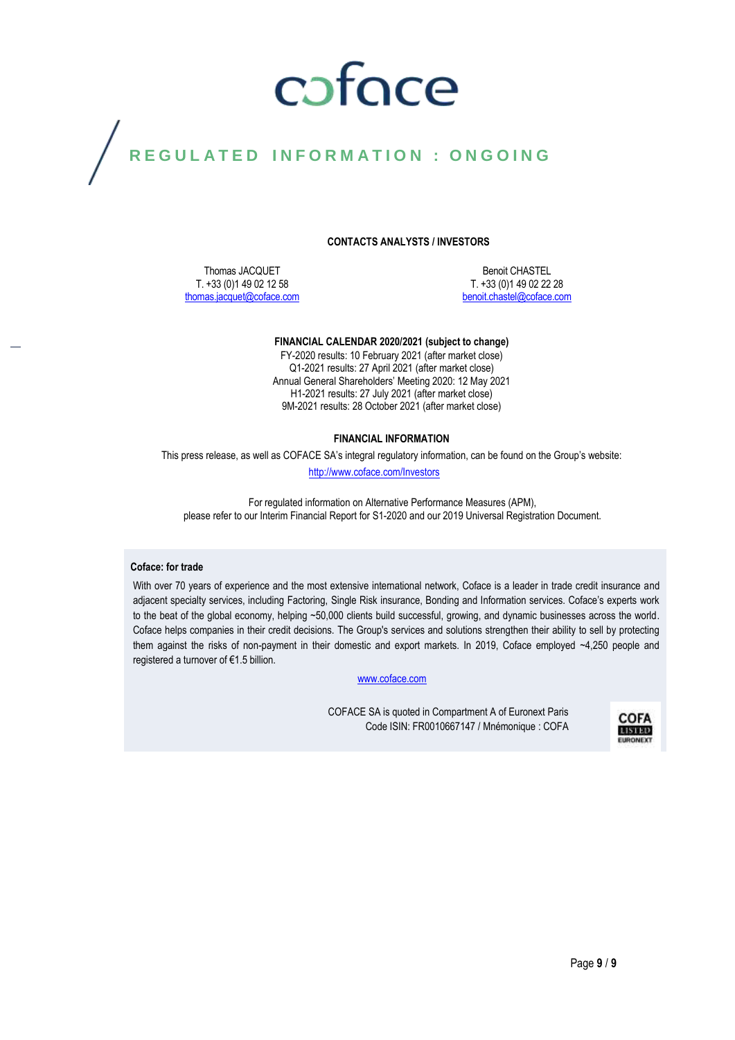# REGULATED INFORMATION : ONGOING

**CONTACTS ANALYSTS / INVESTORS**

Thomas JACQUET
T. +33 (0)1 49 02 12 58
thomas.jacquet@coface.com

Benoit CHASTEL
T. +33 (0)1 49 02 22 28
benoit.chastel@coface.com

**FINANCIAL CALENDAR 2020/2021 (subject to change)**
FY-2020 results: 10 February 2021 (after market close)
Q1-2021 results: 27 April 2021 (after market close)
Annual General Shareholders' Meeting 2020: 12 May 2021
H1-2021 results: 27 July 2021 (after market close)
9M-2021 results: 28 October 2021 (after market close)

**FINANCIAL INFORMATION**

This press release, as well as COFACE SA's integral regulatory information, can be found on the Group's website:
http://www.coface.com/Investors

For regulated information on Alternative Performance Measures (APM),
please refer to our Interim Financial Report for S1-2020 and our 2019 Universal Registration Document.

**Coface: for trade**

With over 70 years of experience and the most extensive international network, Coface is a leader in trade credit insurance and adjacent specialty services, including Factoring, Single Risk insurance, Bonding and Information services. Coface's experts work to the beat of the global economy, helping ~50,000 clients build successful, growing, and dynamic businesses across the world. Coface helps companies in their credit decisions. The Group's services and solutions strengthen their ability to sell by protecting them against the risks of non-payment in their domestic and export markets. In 2019, Coface employed ~4,250 people and registered a turnover of €1.5 billion.

www.coface.com

COFACE SA is quoted in Compartment A of Euronext Paris
Code ISIN: FR0010667147 / Mnémonique : COFA